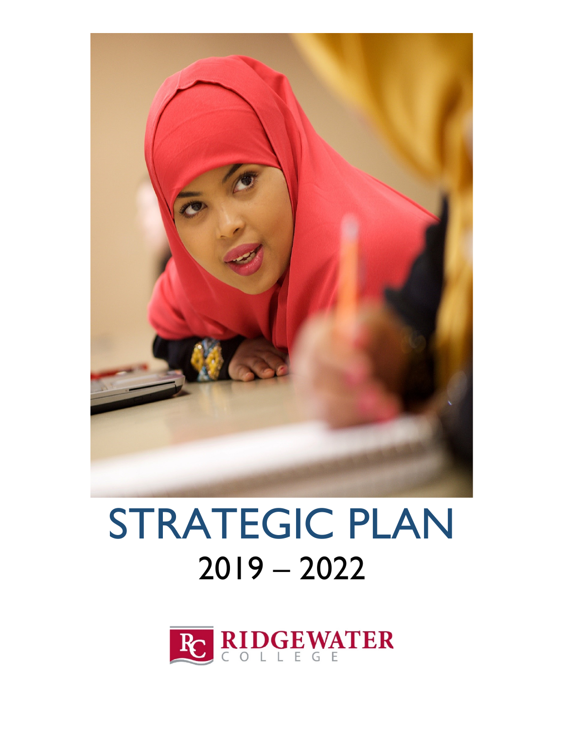# STRATEGIC PLAN

## 2019 – 2022

RIDGEWATER COLLEGE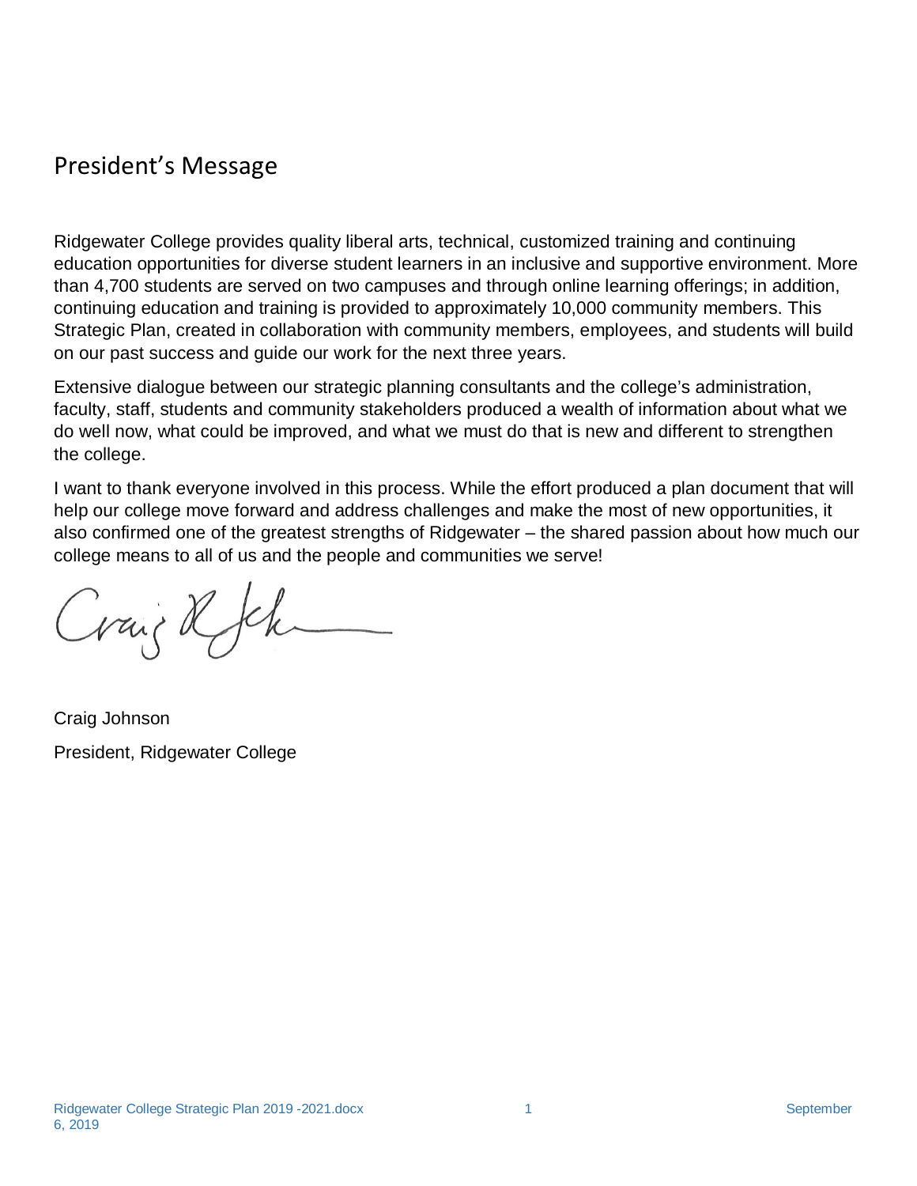## President's Message

Ridgewater College provides quality liberal arts, technical, customized training and continuing education opportunities for diverse student learners in an inclusive and supportive environment. More than 4,700 students are served on two campuses and through online learning offerings; in addition, continuing education and training is provided to approximately 10,000 community members. This Strategic Plan, created in collaboration with community members, employees, and students will build on our past success and guide our work for the next three years.

Extensive dialogue between our strategic planning consultants and the college's administration, faculty, staff, students and community stakeholders produced a wealth of information about what we do well now, what could be improved, and what we must do that is new and different to strengthen the college.

I want to thank everyone involved in this process. While the effort produced a plan document that will help our college move forward and address challenges and make the most of new opportunities, it also confirmed one of the greatest strengths of Ridgewater – the shared passion about how much our college means to all of us and the people and communities we serve!

Craig Johnson

President, Ridgewater College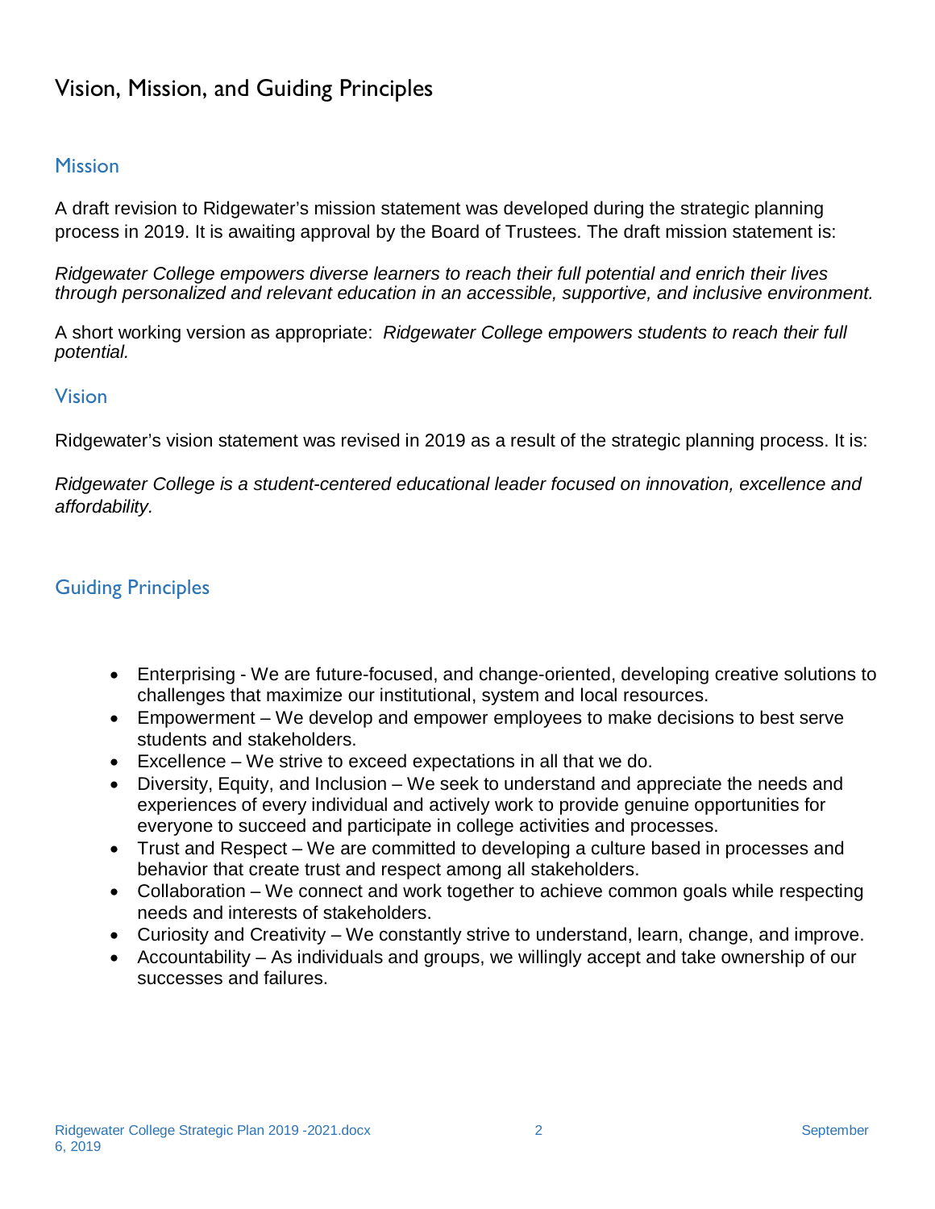# Vision, Mission, and Guiding Principles

## Mission

A draft revision to Ridgewater's mission statement was developed during the strategic planning process in 2019. It is awaiting approval by the Board of Trustees. The draft mission statement is:

*Ridgewater College empowers diverse learners to reach their full potential and enrich their lives through personalized and relevant education in an accessible, supportive, and inclusive environment.*

A short working version as appropriate: *Ridgewater College empowers students to reach their full potential.*

## Vision

Ridgewater's vision statement was revised in 2019 as a result of the strategic planning process. It is:

*Ridgewater College is a student-centered educational leader focused on innovation, excellence and affordability.*

## Guiding Principles

- Enterprising - We are future-focused, and change-oriented, developing creative solutions to challenges that maximize our institutional, system and local resources.
- Empowerment – We develop and empower employees to make decisions to best serve students and stakeholders.
- Excellence – We strive to exceed expectations in all that we do.
- Diversity, Equity, and Inclusion – We seek to understand and appreciate the needs and experiences of every individual and actively work to provide genuine opportunities for everyone to succeed and participate in college activities and processes.
- Trust and Respect – We are committed to developing a culture based in processes and behavior that create trust and respect among all stakeholders.
- Collaboration – We connect and work together to achieve common goals while respecting needs and interests of stakeholders.
- Curiosity and Creativity – We constantly strive to understand, learn, change, and improve.
- Accountability – As individuals and groups, we willingly accept and take ownership of our successes and failures.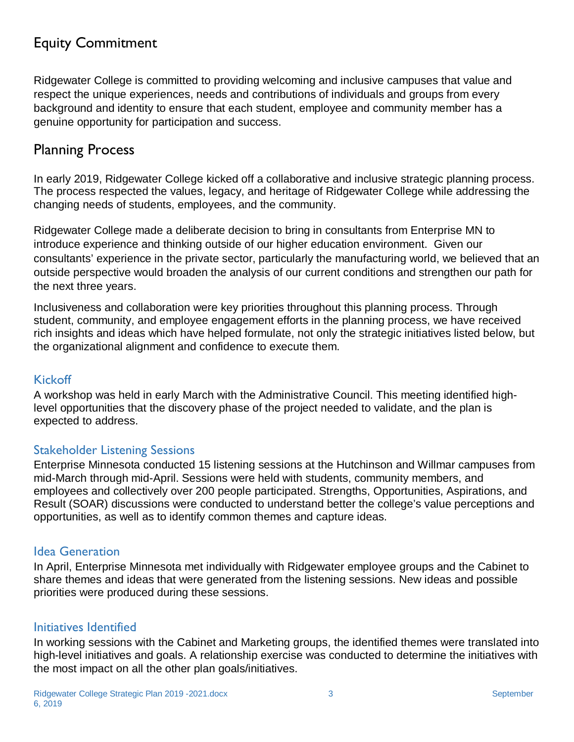## Equity Commitment

Ridgewater College is committed to providing welcoming and inclusive campuses that value and respect the unique experiences, needs and contributions of individuals and groups from every background and identity to ensure that each student, employee and community member has a genuine opportunity for participation and success.

## Planning Process

In early 2019, Ridgewater College kicked off a collaborative and inclusive strategic planning process. The process respected the values, legacy, and heritage of Ridgewater College while addressing the changing needs of students, employees, and the community.

Ridgewater College made a deliberate decision to bring in consultants from Enterprise MN to introduce experience and thinking outside of our higher education environment. Given our consultants' experience in the private sector, particularly the manufacturing world, we believed that an outside perspective would broaden the analysis of our current conditions and strengthen our path for the next three years.

Inclusiveness and collaboration were key priorities throughout this planning process. Through student, community, and employee engagement efforts in the planning process, we have received rich insights and ideas which have helped formulate, not only the strategic initiatives listed below, but the organizational alignment and confidence to execute them.

### Kickoff

A workshop was held in early March with the Administrative Council. This meeting identified high-level opportunities that the discovery phase of the project needed to validate, and the plan is expected to address.

### Stakeholder Listening Sessions

Enterprise Minnesota conducted 15 listening sessions at the Hutchinson and Willmar campuses from mid-March through mid-April. Sessions were held with students, community members, and employees and collectively over 200 people participated. Strengths, Opportunities, Aspirations, and Result (SOAR) discussions were conducted to understand better the college's value perceptions and opportunities, as well as to identify common themes and capture ideas.

### Idea Generation

In April, Enterprise Minnesota met individually with Ridgewater employee groups and the Cabinet to share themes and ideas that were generated from the listening sessions. New ideas and possible priorities were produced during these sessions.

### Initiatives Identified

In working sessions with the Cabinet and Marketing groups, the identified themes were translated into high-level initiatives and goals. A relationship exercise was conducted to determine the initiatives with the most impact on all the other plan goals/initiatives.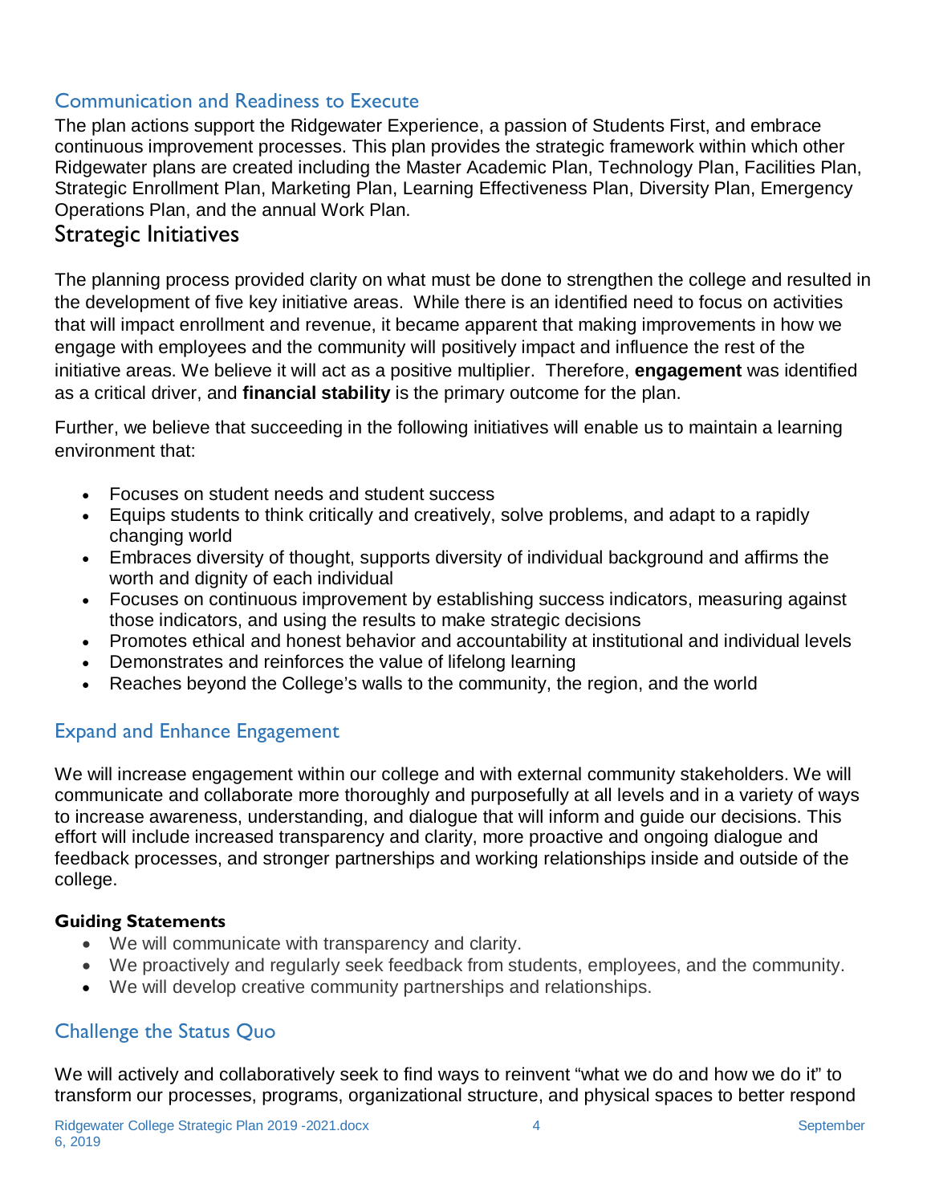## Communication and Readiness to Execute

The plan actions support the Ridgewater Experience, a passion of Students First, and embrace continuous improvement processes. This plan provides the strategic framework within which other Ridgewater plans are created including the Master Academic Plan, Technology Plan, Facilities Plan, Strategic Enrollment Plan, Marketing Plan, Learning Effectiveness Plan, Diversity Plan, Emergency Operations Plan, and the annual Work Plan.

# Strategic Initiatives

The planning process provided clarity on what must be done to strengthen the college and resulted in the development of five key initiative areas. While there is an identified need to focus on activities that will impact enrollment and revenue, it became apparent that making improvements in how we engage with employees and the community will positively impact and influence the rest of the initiative areas. We believe it will act as a positive multiplier. Therefore, **engagement** was identified as a critical driver, and **financial stability** is the primary outcome for the plan.

Further, we believe that succeeding in the following initiatives will enable us to maintain a learning environment that:

- Focuses on student needs and student success
- Equips students to think critically and creatively, solve problems, and adapt to a rapidly changing world
- Embraces diversity of thought, supports diversity of individual background and affirms the worth and dignity of each individual
- Focuses on continuous improvement by establishing success indicators, measuring against those indicators, and using the results to make strategic decisions
- Promotes ethical and honest behavior and accountability at institutional and individual levels
- Demonstrates and reinforces the value of lifelong learning
- Reaches beyond the College's walls to the community, the region, and the world

## Expand and Enhance Engagement

We will increase engagement within our college and with external community stakeholders. We will communicate and collaborate more thoroughly and purposefully at all levels and in a variety of ways to increase awareness, understanding, and dialogue that will inform and guide our decisions. This effort will include increased transparency and clarity, more proactive and ongoing dialogue and feedback processes, and stronger partnerships and working relationships inside and outside of the college.

**Guiding Statements**

- We will communicate with transparency and clarity.
- We proactively and regularly seek feedback from students, employees, and the community.
- We will develop creative community partnerships and relationships.

## Challenge the Status Quo

We will actively and collaboratively seek to find ways to reinvent "what we do and how we do it" to transform our processes, programs, organizational structure, and physical spaces to better respond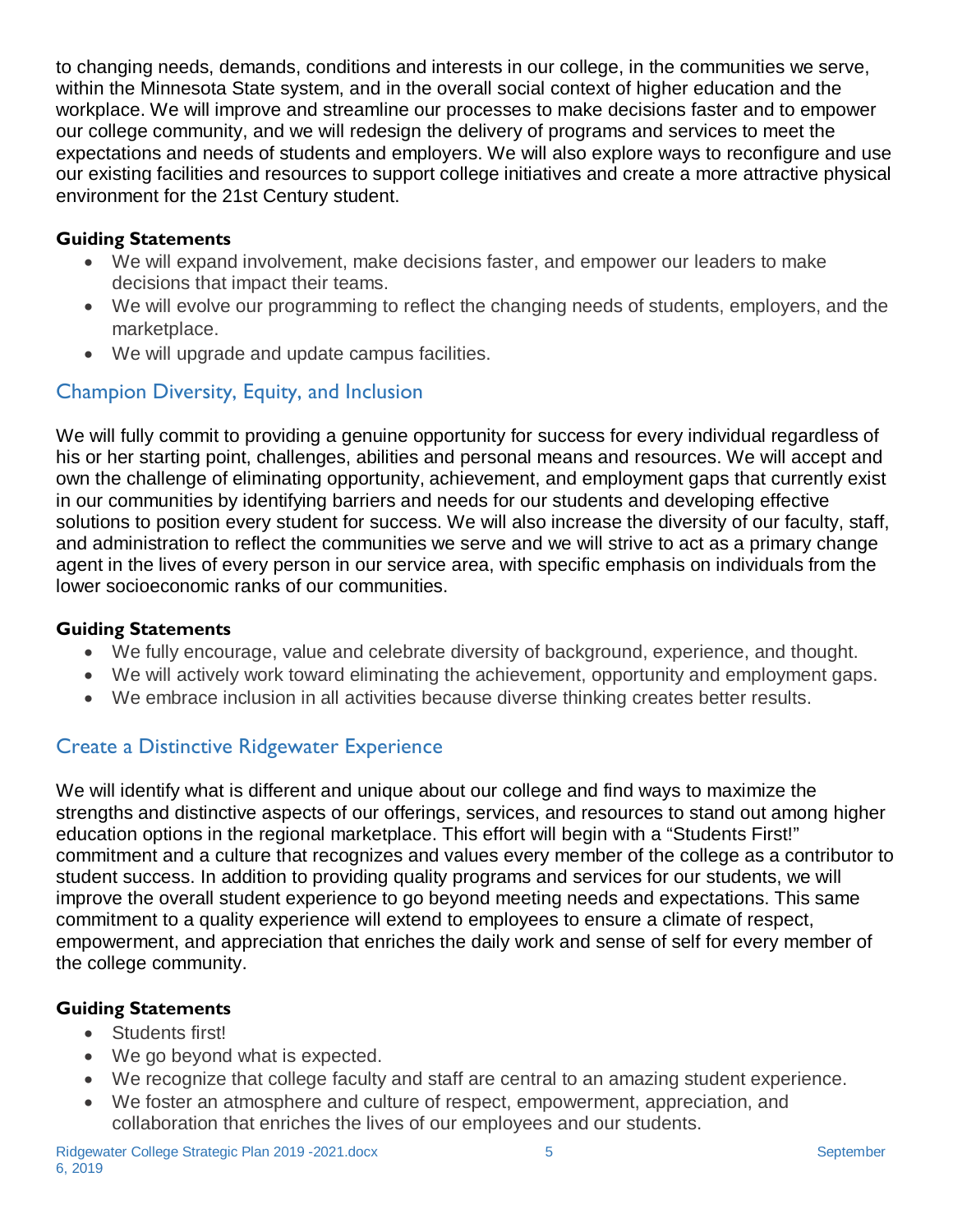to changing needs, demands, conditions and interests in our college, in the communities we serve, within the Minnesota State system, and in the overall social context of higher education and the workplace. We will improve and streamline our processes to make decisions faster and to empower our college community, and we will redesign the delivery of programs and services to meet the expectations and needs of students and employers. We will also explore ways to reconfigure and use our existing facilities and resources to support college initiatives and create a more attractive physical environment for the 21st Century student.

**Guiding Statements**

- We will expand involvement, make decisions faster, and empower our leaders to make decisions that impact their teams.
- We will evolve our programming to reflect the changing needs of students, employers, and the marketplace.
- We will upgrade and update campus facilities.

## Champion Diversity, Equity, and Inclusion

We will fully commit to providing a genuine opportunity for success for every individual regardless of his or her starting point, challenges, abilities and personal means and resources. We will accept and own the challenge of eliminating opportunity, achievement, and employment gaps that currently exist in our communities by identifying barriers and needs for our students and developing effective solutions to position every student for success. We will also increase the diversity of our faculty, staff, and administration to reflect the communities we serve and we will strive to act as a primary change agent in the lives of every person in our service area, with specific emphasis on individuals from the lower socioeconomic ranks of our communities.

**Guiding Statements**

- We fully encourage, value and celebrate diversity of background, experience, and thought.
- We will actively work toward eliminating the achievement, opportunity and employment gaps.
- We embrace inclusion in all activities because diverse thinking creates better results.

## Create a Distinctive Ridgewater Experience

We will identify what is different and unique about our college and find ways to maximize the strengths and distinctive aspects of our offerings, services, and resources to stand out among higher education options in the regional marketplace. This effort will begin with a "Students First!" commitment and a culture that recognizes and values every member of the college as a contributor to student success. In addition to providing quality programs and services for our students, we will improve the overall student experience to go beyond meeting needs and expectations. This same commitment to a quality experience will extend to employees to ensure a climate of respect, empowerment, and appreciation that enriches the daily work and sense of self for every member of the college community.

**Guiding Statements**

- Students first!
- We go beyond what is expected.
- We recognize that college faculty and staff are central to an amazing student experience.
- We foster an atmosphere and culture of respect, empowerment, appreciation, and collaboration that enriches the lives of our employees and our students.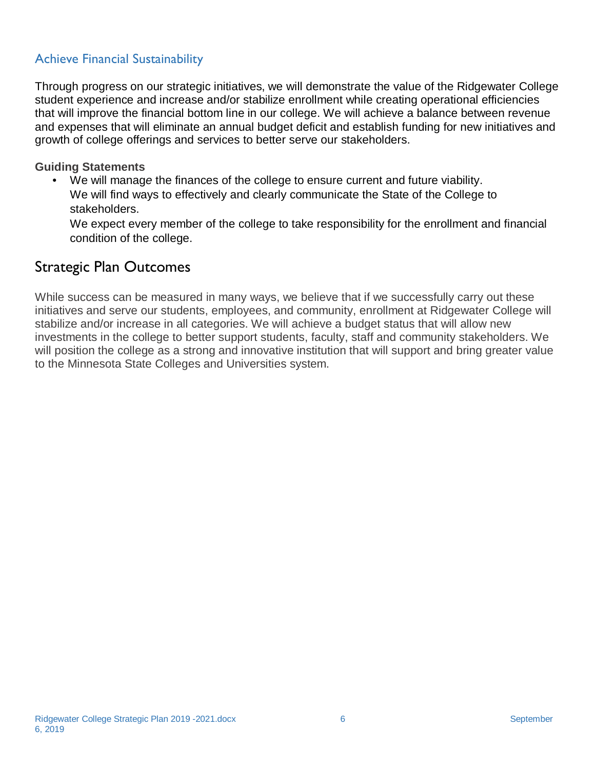### Achieve Financial Sustainability

Through progress on our strategic initiatives, we will demonstrate the value of the Ridgewater College student experience and increase and/or stabilize enrollment while creating operational efficiencies that will improve the financial bottom line in our college. We will achieve a balance between revenue and expenses that will eliminate an annual budget deficit and establish funding for new initiatives and growth of college offerings and services to better serve our stakeholders.

**Guiding Statements**

- We will manage the finances of the college to ensure current and future viability.
  We will find ways to effectively and clearly communicate the State of the College to stakeholders.
  We expect every member of the college to take responsibility for the enrollment and financial condition of the college.

## Strategic Plan Outcomes

While success can be measured in many ways, we believe that if we successfully carry out these initiatives and serve our students, employees, and community, enrollment at Ridgewater College will stabilize and/or increase in all categories. We will achieve a budget status that will allow new investments in the college to better support students, faculty, staff and community stakeholders. We will position the college as a strong and innovative institution that will support and bring greater value to the Minnesota State Colleges and Universities system.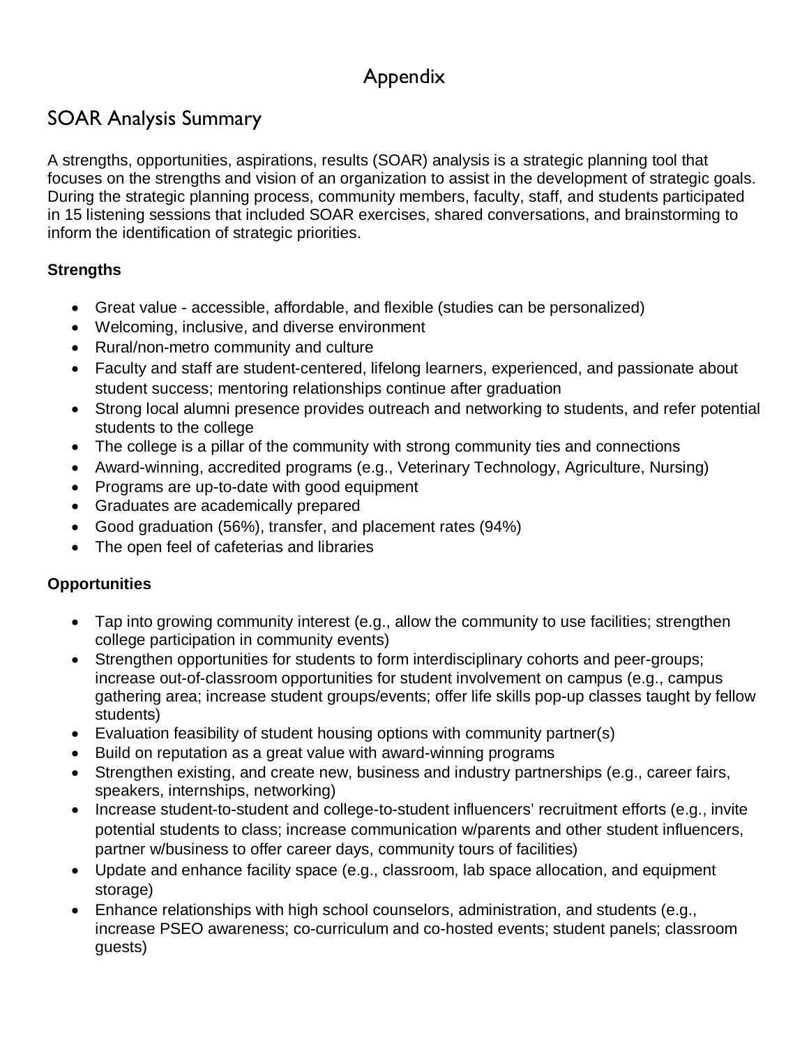# Appendix

## SOAR Analysis Summary

A strengths, opportunities, aspirations, results (SOAR) analysis is a strategic planning tool that focuses on the strengths and vision of an organization to assist in the development of strategic goals. During the strategic planning process, community members, faculty, staff, and students participated in 15 listening sessions that included SOAR exercises, shared conversations, and brainstorming to inform the identification of strategic priorities.

**Strengths**

- Great value - accessible, affordable, and flexible (studies can be personalized)
- Welcoming, inclusive, and diverse environment
- Rural/non-metro community and culture
- Faculty and staff are student-centered, lifelong learners, experienced, and passionate about student success; mentoring relationships continue after graduation
- Strong local alumni presence provides outreach and networking to students, and refer potential students to the college
- The college is a pillar of the community with strong community ties and connections
- Award-winning, accredited programs (e.g., Veterinary Technology, Agriculture, Nursing)
- Programs are up-to-date with good equipment
- Graduates are academically prepared
- Good graduation (56%), transfer, and placement rates (94%)
- The open feel of cafeterias and libraries

**Opportunities**

- Tap into growing community interest (e.g., allow the community to use facilities; strengthen college participation in community events)
- Strengthen opportunities for students to form interdisciplinary cohorts and peer-groups; increase out-of-classroom opportunities for student involvement on campus (e.g., campus gathering area; increase student groups/events; offer life skills pop-up classes taught by fellow students)
- Evaluation feasibility of student housing options with community partner(s)
- Build on reputation as a great value with award-winning programs
- Strengthen existing, and create new, business and industry partnerships (e.g., career fairs, speakers, internships, networking)
- Increase student-to-student and college-to-student influencers' recruitment efforts (e.g., invite potential students to class; increase communication w/parents and other student influencers, partner w/business to offer career days, community tours of facilities)
- Update and enhance facility space (e.g., classroom, lab space allocation, and equipment storage)
- Enhance relationships with high school counselors, administration, and students (e.g., increase PSEO awareness; co-curriculum and co-hosted events; student panels; classroom guests)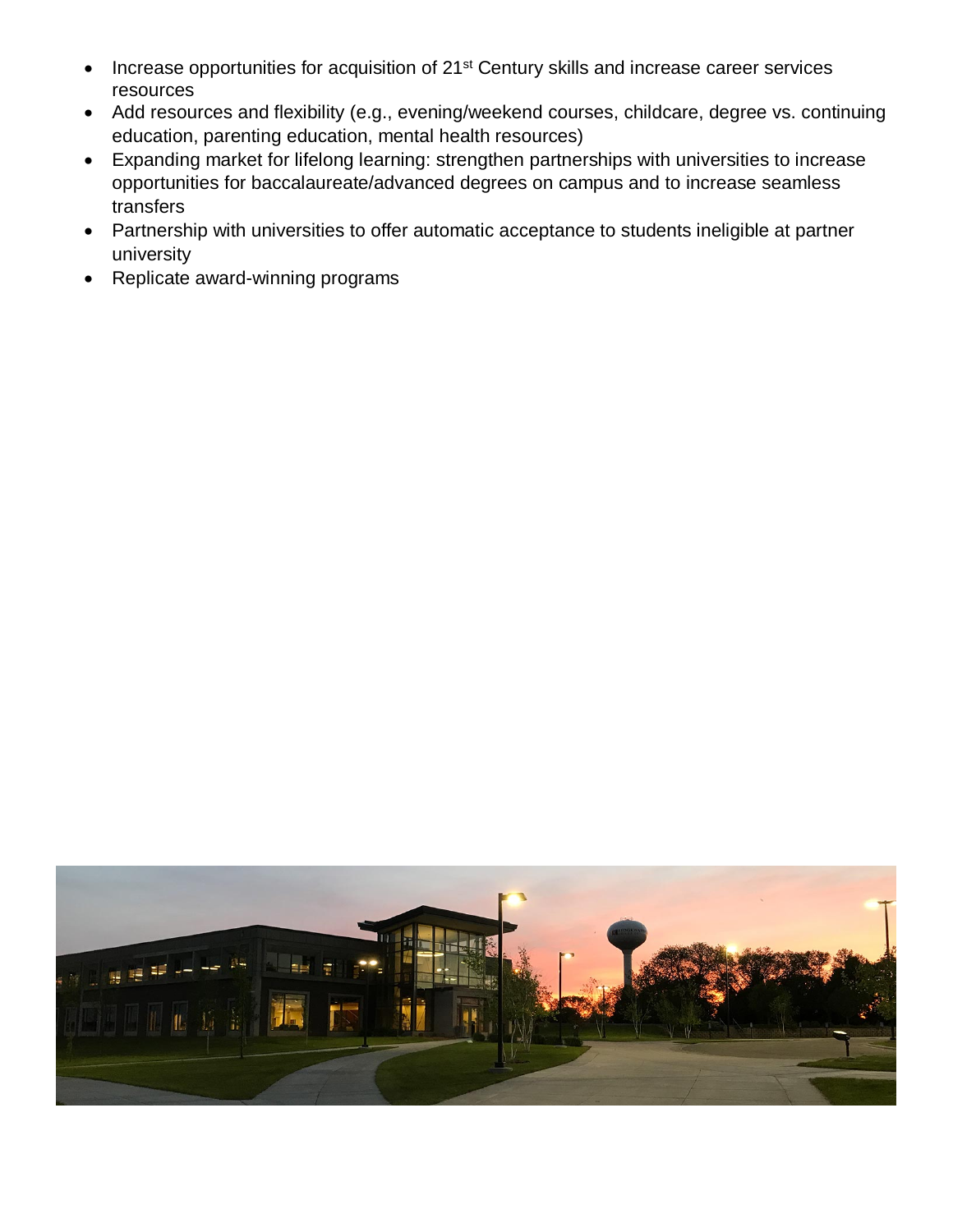- Increase opportunities for acquisition of 21st Century skills and increase career services resources
- Add resources and flexibility (e.g., evening/weekend courses, childcare, degree vs. continuing education, parenting education, mental health resources)
- Expanding market for lifelong learning: strengthen partnerships with universities to increase opportunities for baccalaureate/advanced degrees on campus and to increase seamless transfers
- Partnership with universities to offer automatic acceptance to students ineligible at partner university
- Replicate award-winning programs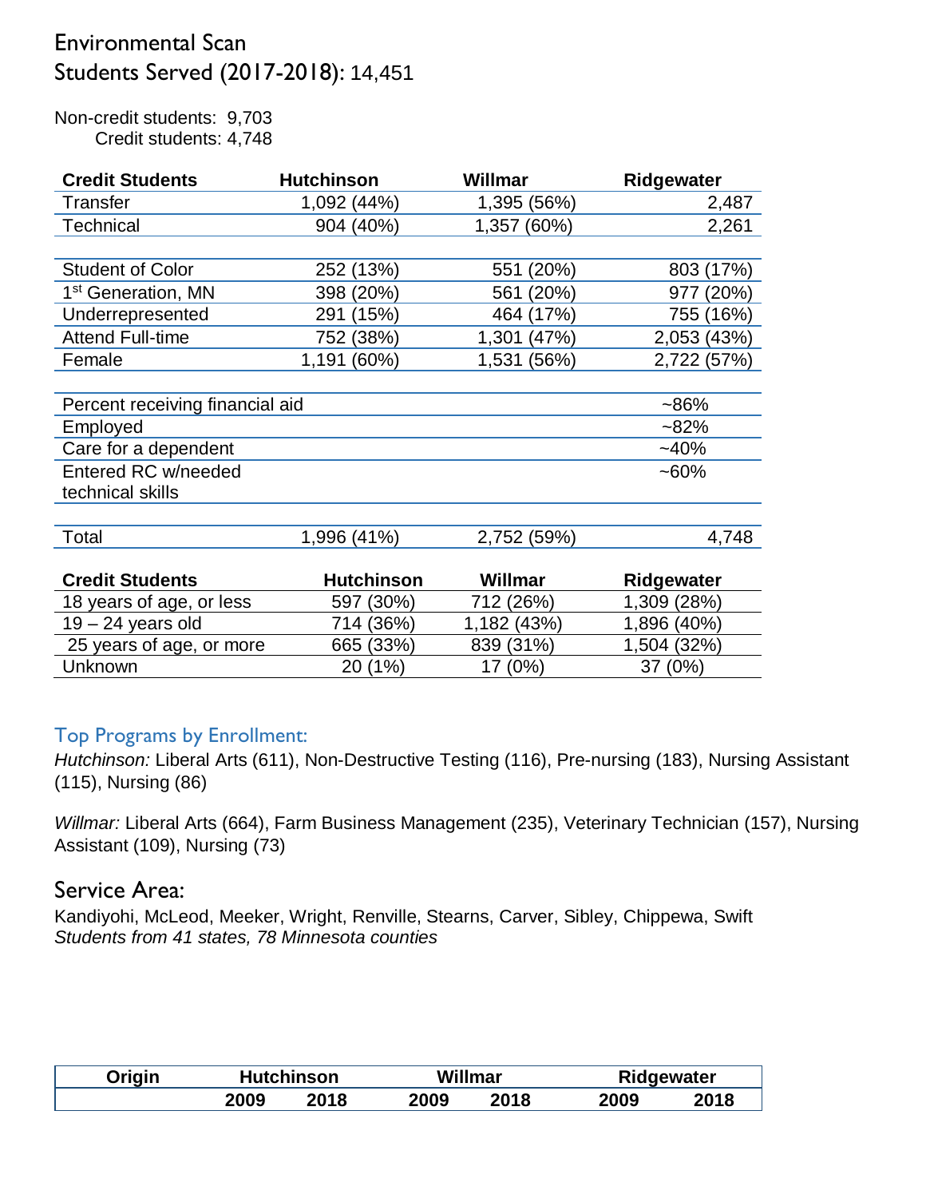# Environmental Scan

## Students Served (2017-2018): 14,451

Non-credit students: 9,703
Credit students: 4,748

| Credit Students | Hutchinson | Willmar | Ridgewater |
|---|---|---|---|
| Transfer | 1,092 (44%) | 1,395 (56%) | 2,487 |
| Technical | 904 (40%) | 1,357 (60%) | 2,261 |
| | | | |
| Student of Color | 252 (13%) | 551 (20%) | 803 (17%) |
| 1st Generation, MN | 398 (20%) | 561 (20%) | 977 (20%) |
| Underrepresented | 291 (15%) | 464 (17%) | 755 (16%) |
| Attend Full-time | 752 (38%) | 1,301 (47%) | 2,053 (43%) |
| Female | 1,191 (60%) | 1,531 (56%) | 2,722 (57%) |
| | | | |
| Percent receiving financial aid | | | ~86% |
| Employed | | | ~82% |
| Care for a dependent | | | ~40% |
| Entered RC w/needed technical skills | | | ~60% |
| | | | |
| Total | 1,996 (41%) | 2,752 (59%) | 4,748 |

| Credit Students | Hutchinson | Willmar | Ridgewater |
|---|---|---|---|
| 18 years of age, or less | 597 (30%) | 712 (26%) | 1,309 (28%) |
| 19 – 24 years old | 714 (36%) | 1,182 (43%) | 1,896 (40%) |
| 25 years of age, or more | 665 (33%) | 839 (31%) | 1,504 (32%) |
| Unknown | 20 (1%) | 17 (0%) | 37 (0%) |

### Top Programs by Enrollment:

*Hutchinson:* Liberal Arts (611), Non-Destructive Testing (116), Pre-nursing (183), Nursing Assistant (115), Nursing (86)

*Willmar:* Liberal Arts (664), Farm Business Management (235), Veterinary Technician (157), Nursing Assistant (109), Nursing (73)

## Service Area:

Kandiyohi, McLeod, Meeker, Wright, Renville, Stearns, Carver, Sibley, Chippewa, Swift
*Students from 41 states, 78 Minnesota counties*

| Origin | Hutchinson | | Willmar | | Ridgewater | |
|---|---|---|---|---|---|---|
| | 2009 | 2018 | 2009 | 2018 | 2009 | 2018 |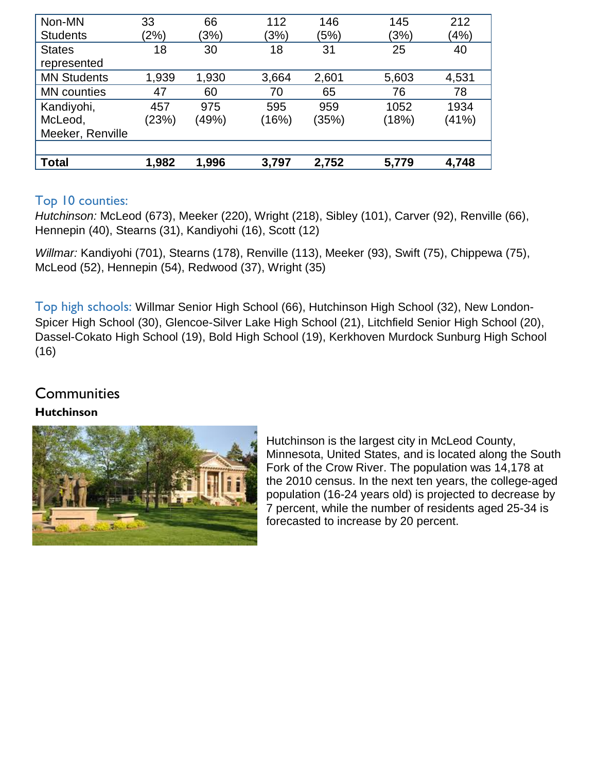| Non-MN Students | 33 (2%) | 66 (3%) | 112 (3%) | 146 (5%) | 145 (3%) | 212 (4%) |
|---|---|---|---|---|---|---|
| States represented | 18 | 30 | 18 | 31 | 25 | 40 |
| MN Students | 1,939 | 1,930 | 3,664 | 2,601 | 5,603 | 4,531 |
| MN counties | 47 | 60 | 70 | 65 | 76 | 78 |
| Kandiyohi, McLeod, Meeker, Renville | 457 (23%) | 975 (49%) | 595 (16%) | 959 (35%) | 1052 (18%) | 1934 (41%) |
| | | | | | | |
| **Total** | **1,982** | **1,996** | **3,797** | **2,752** | **5,779** | **4,748** |

### Top 10 counties:

*Hutchinson:* McLeod (673), Meeker (220), Wright (218), Sibley (101), Carver (92), Renville (66), Hennepin (40), Stearns (31), Kandiyohi (16), Scott (12)

*Willmar:* Kandiyohi (701), Stearns (178), Renville (113), Meeker (93), Swift (75), Chippewa (75), McLeod (52), Hennepin (54), Redwood (37), Wright (35)

**Top high schools:** Willmar Senior High School (66), Hutchinson High School (32), New London-Spicer High School (30), Glencoe-Silver Lake High School (21), Litchfield Senior High School (20), Dassel-Cokato High School (19), Bold High School (19), Kerkhoven Murdock Sunburg High School (16)

## Communities

**Hutchinson**

Hutchinson is the largest city in McLeod County, Minnesota, United States, and is located along the South Fork of the Crow River. The population was 14,178 at the 2010 census. In the next ten years, the college-aged population (16-24 years old) is projected to decrease by 7 percent, while the number of residents aged 25-34 is forecasted to increase by 20 percent.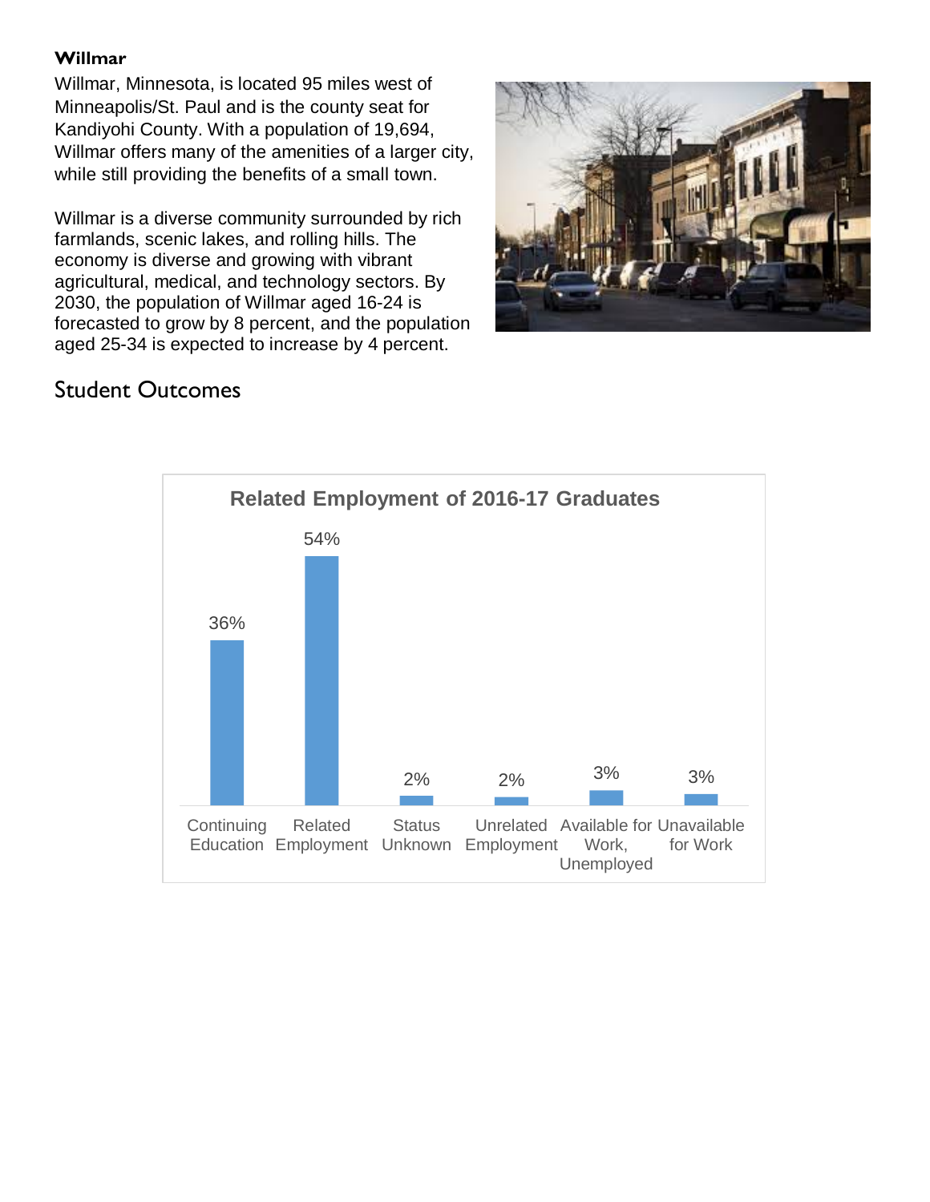**Willmar**

Willmar, Minnesota, is located 95 miles west of Minneapolis/St. Paul and is the county seat for Kandiyohi County. With a population of 19,694, Willmar offers many of the amenities of a larger city, while still providing the benefits of a small town.

Willmar is a diverse community surrounded by rich farmlands, scenic lakes, and rolling hills. The economy is diverse and growing with vibrant agricultural, medical, and technology sectors. By 2030, the population of Willmar aged 16-24 is forecasted to grow by 8 percent, and the population aged 25-34 is expected to increase by 4 percent.

## Student Outcomes

**Related Employment of 2016-17 Graduates**

| Outcome | Percent |
| --- | --- |
| Continuing Education | 36% |
| Related Employment | 54% |
| Status Unknown | 2% |
| Unrelated Employment | 2% |
| Available for Work, Unemployed | 3% |
| Unavailable for Work | 3% |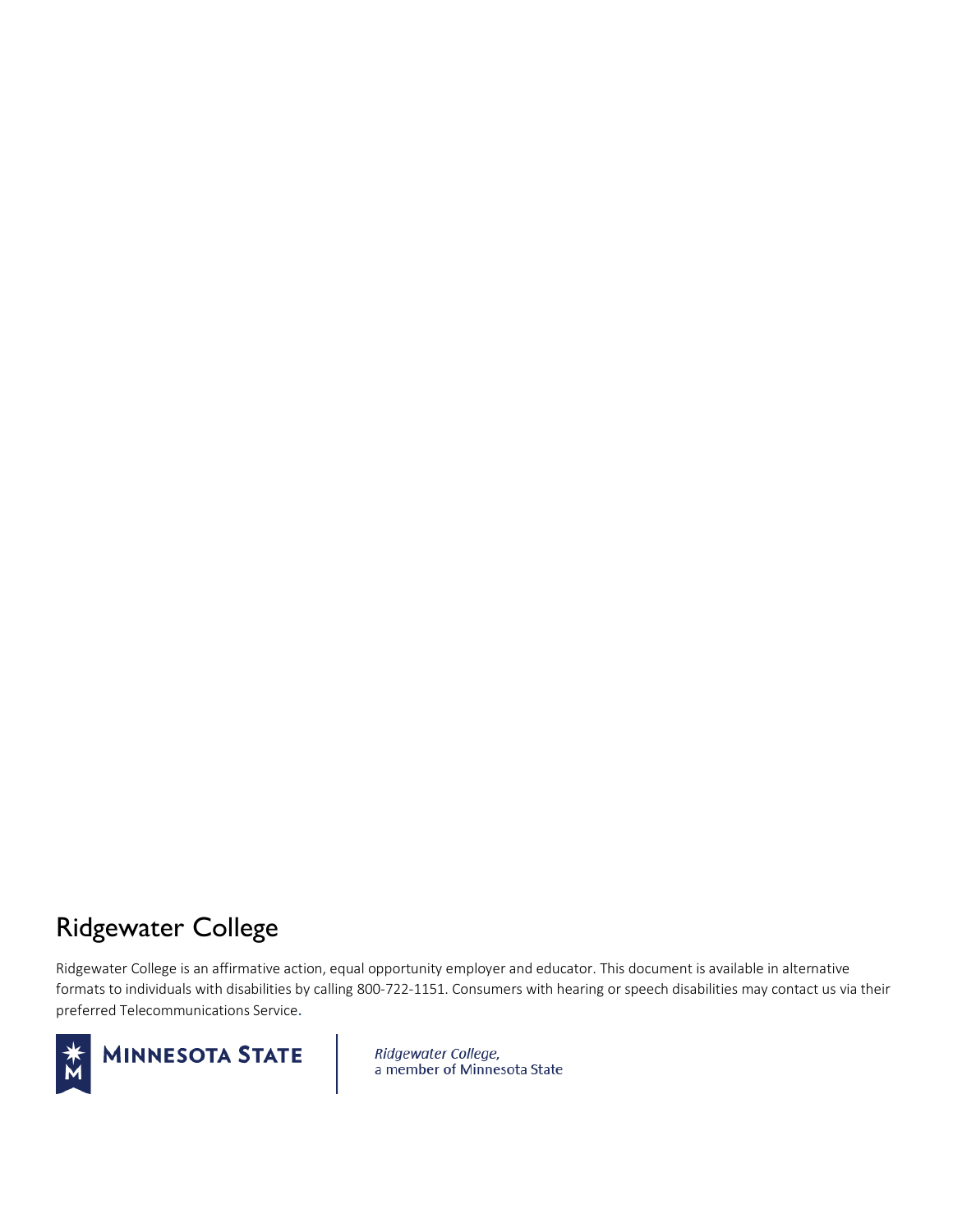## Ridgewater College

Ridgewater College is an affirmative action, equal opportunity employer and educator. This document is available in alternative formats to individuals with disabilities by calling 800-722-1151. Consumers with hearing or speech disabilities may contact us via their preferred Telecommunications Service.

MINNESOTA STATE

*Ridgewater College,*
a member of Minnesota State